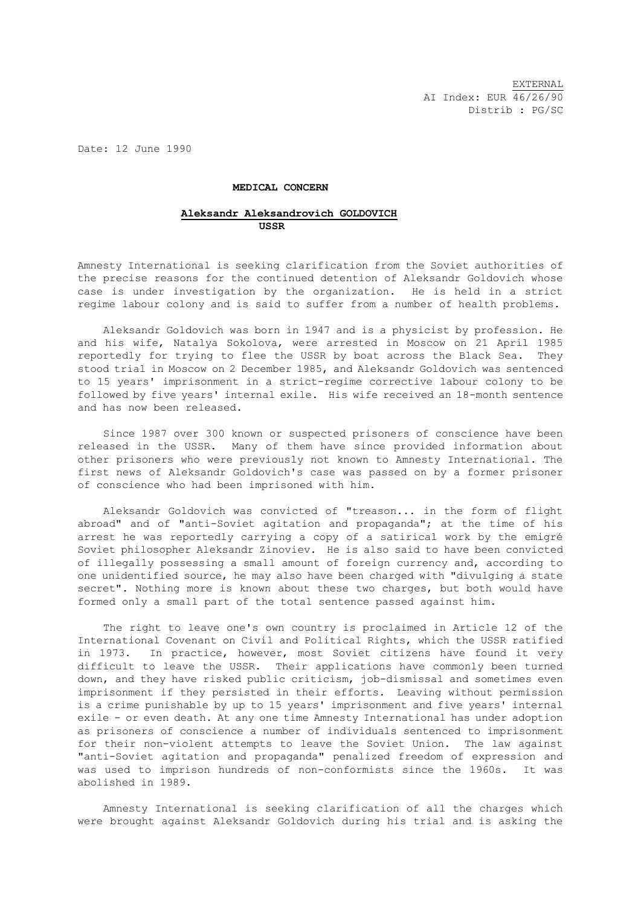EXTERNAL
AI Index: EUR 46/26/90
Distrib : PG/SC

Date: 12 June 1990

**MEDICAL CONCERN**

**Aleksandr Aleksandrovich GOLDOVICH**
**USSR**

Amnesty International is seeking clarification from the Soviet authorities of the precise reasons for the continued detention of Aleksandr Goldovich whose case is under investigation by the organization. He is held in a strict regime labour colony and is said to suffer from a number of health problems.

Aleksandr Goldovich was born in 1947 and is a physicist by profession. He and his wife, Natalya Sokolova, were arrested in Moscow on 21 April 1985 reportedly for trying to flee the USSR by boat across the Black Sea. They stood trial in Moscow on 2 December 1985, and Aleksandr Goldovich was sentenced to 15 years' imprisonment in a strict-regime corrective labour colony to be followed by five years' internal exile. His wife received an 18-month sentence and has now been released.

Since 1987 over 300 known or suspected prisoners of conscience have been released in the USSR. Many of them have since provided information about other prisoners who were previously not known to Amnesty International. The first news of Aleksandr Goldovich's case was passed on by a former prisoner of conscience who had been imprisoned with him.

Aleksandr Goldovich was convicted of "treason... in the form of flight abroad" and of "anti-Soviet agitation and propaganda"; at the time of his arrest he was reportedly carrying a copy of a satirical work by the emigré Soviet philosopher Aleksandr Zinoviev. He is also said to have been convicted of illegally possessing a small amount of foreign currency and, according to one unidentified source, he may also have been charged with "divulging a state secret". Nothing more is known about these two charges, but both would have formed only a small part of the total sentence passed against him.

The right to leave one's own country is proclaimed in Article 12 of the International Covenant on Civil and Political Rights, which the USSR ratified in 1973. In practice, however, most Soviet citizens have found it very difficult to leave the USSR. Their applications have commonly been turned down, and they have risked public criticism, job-dismissal and sometimes even imprisonment if they persisted in their efforts. Leaving without permission is a crime punishable by up to 15 years' imprisonment and five years' internal exile - or even death. At any one time Amnesty International has under adoption as prisoners of conscience a number of individuals sentenced to imprisonment for their non-violent attempts to leave the Soviet Union. The law against "anti-Soviet agitation and propaganda" penalized freedom of expression and was used to imprison hundreds of non-conformists since the 1960s. It was abolished in 1989.

Amnesty International is seeking clarification of all the charges which were brought against Aleksandr Goldovich during his trial and is asking the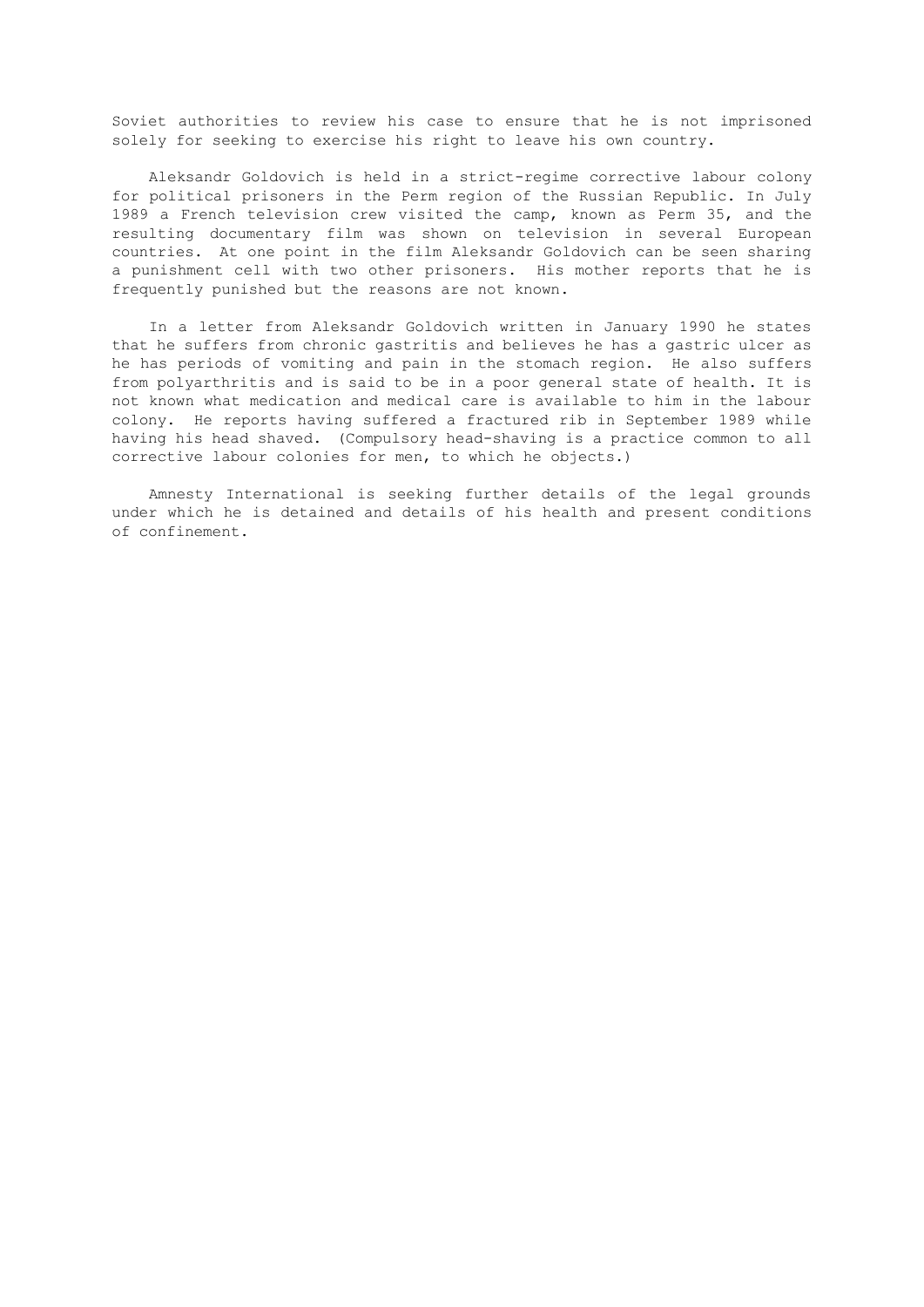Soviet authorities to review his case to ensure that he is not imprisoned solely for seeking to exercise his right to leave his own country.

Aleksandr Goldovich is held in a strict-regime corrective labour colony for political prisoners in the Perm region of the Russian Republic. In July 1989 a French television crew visited the camp, known as Perm 35, and the resulting documentary film was shown on television in several European countries. At one point in the film Aleksandr Goldovich can be seen sharing a punishment cell with two other prisoners. His mother reports that he is frequently punished but the reasons are not known.

In a letter from Aleksandr Goldovich written in January 1990 he states that he suffers from chronic gastritis and believes he has a gastric ulcer as he has periods of vomiting and pain in the stomach region. He also suffers from polyarthritis and is said to be in a poor general state of health. It is not known what medication and medical care is available to him in the labour colony. He reports having suffered a fractured rib in September 1989 while having his head shaved. (Compulsory head-shaving is a practice common to all corrective labour colonies for men, to which he objects.)

Amnesty International is seeking further details of the legal grounds under which he is detained and details of his health and present conditions of confinement.